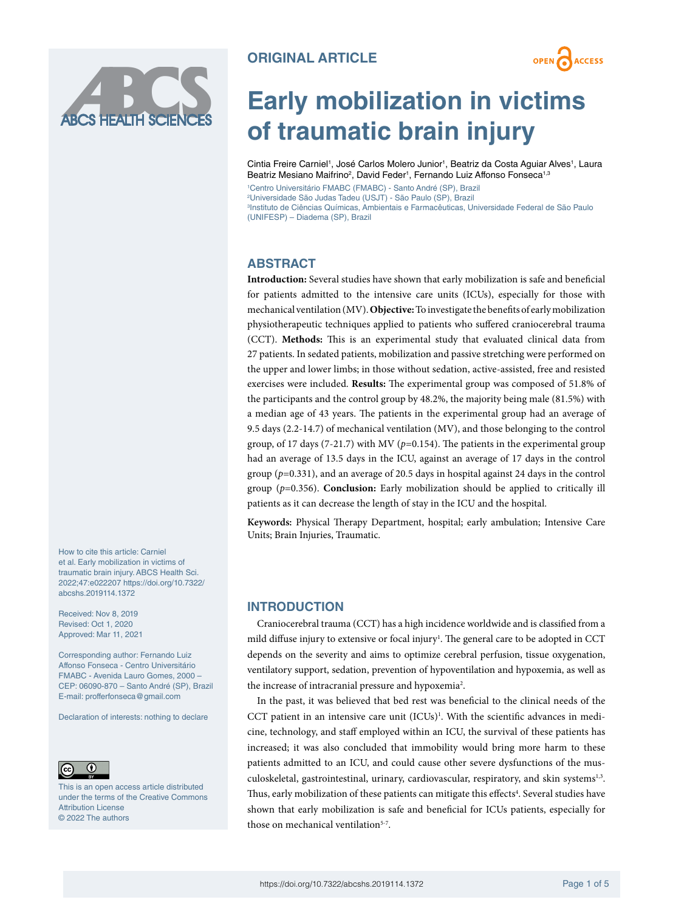ORIGINAL ARTICLE

# Early mobilization in victims of traumatic brain injury

Cintia Freire Carniel[1], José Carlos Molero Junior[1], Beatriz da Costa Aguiar Alves[1], Laura Beatriz Mesiano Maifrino[2], David Feder[1], Fernando Luiz Affonso Fonseca[1,3]

[1]Centro Universitário FMABC (FMABC) - Santo André (SP), Brazil
[2]Universidade São Judas Tadeu (USJT) - São Paulo (SP), Brazil
[3]Instituto de Ciências Químicas, Ambientais e Farmacêuticas, Universidade Federal de São Paulo (UNIFESP) – Diadema (SP), Brazil

## ABSTRACT

**Introduction:** Several studies have shown that early mobilization is safe and beneficial for patients admitted to the intensive care units (ICUs), especially for those with mechanical ventilation (MV). **Objective:** To investigate the benefits of early mobilization physiotherapeutic techniques applied to patients who suffered craniocerebral trauma (CCT). **Methods:** This is an experimental study that evaluated clinical data from 27 patients. In sedated patients, mobilization and passive stretching were performed on the upper and lower limbs; in those without sedation, active-assisted, free and resisted exercises were included. **Results:** The experimental group was composed of 51.8% of the participants and the control group by 48.2%, the majority being male (81.5%) with a median age of 43 years. The patients in the experimental group had an average of 9.5 days (2.2-14.7) of mechanical ventilation (MV), and those belonging to the control group, of 17 days (7-21.7) with MV ($p$=0.154). The patients in the experimental group had an average of 13.5 days in the ICU, against an average of 17 days in the control group ($p$=0.331), and an average of 20.5 days in hospital against 24 days in the control group ($p$=0.356). **Conclusion:** Early mobilization should be applied to critically ill patients as it can decrease the length of stay in the ICU and the hospital.

**Keywords:** Physical Therapy Department, hospital; early ambulation; Intensive Care Units; Brain Injuries, Traumatic.

How to cite this article: Carniel et al. Early mobilization in victims of traumatic brain injury. ABCS Health Sci. 2022;47:e022207 https://doi.org/10.7322/abcshs.2019114.1372

Received: Nov 8, 2019
Revised: Oct 1, 2020
Approved: Mar 11, 2021

Corresponding author: Fernando Luiz Affonso Fonseca - Centro Universitário FMABC - Avenida Lauro Gomes, 2000 – CEP: 06090-870 – Santo André (SP), Brazil
E-mail: profferfonseca@gmail.com

Declaration of interests: nothing to declare

This is an open access article distributed under the terms of the Creative Commons Attribution License
© 2022 The authors

## INTRODUCTION

Craniocerebral trauma (CCT) has a high incidence worldwide and is classified from a mild diffuse injury to extensive or focal injury[1]. The general care to be adopted in CCT depends on the severity and aims to optimize cerebral perfusion, tissue oxygenation, ventilatory support, sedation, prevention of hypoventilation and hypoxemia, as well as the increase of intracranial pressure and hypoxemia[2].

In the past, it was believed that bed rest was beneficial to the clinical needs of the CCT patient in an intensive care unit (ICUs)[1]. With the scientific advances in medicine, technology, and staff employed within an ICU, the survival of these patients has increased; it was also concluded that immobility would bring more harm to these patients admitted to an ICU, and could cause other severe dysfunctions of the musculoskeletal, gastrointestinal, urinary, cardiovascular, respiratory, and skin systems[1,3]. Thus, early mobilization of these patients can mitigate this effects[4]. Several studies have shown that early mobilization is safe and beneficial for ICUs patients, especially for those on mechanical ventilation[5-7].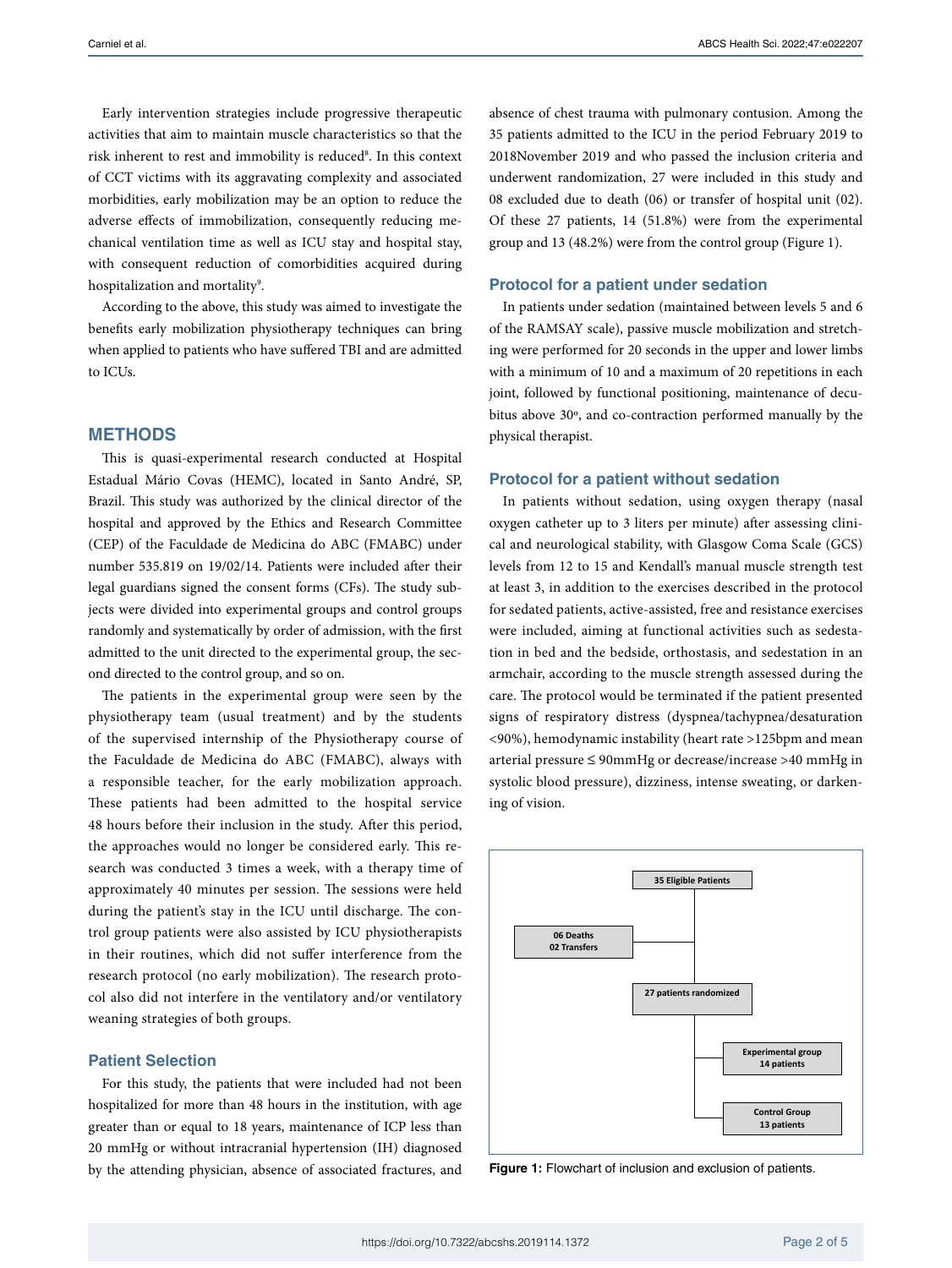Early intervention strategies include progressive therapeutic activities that aim to maintain muscle characteristics so that the risk inherent to rest and immobility is reduced[8]. In this context of CCT victims with its aggravating complexity and associated morbidities, early mobilization may be an option to reduce the adverse effects of immobilization, consequently reducing mechanical ventilation time as well as ICU stay and hospital stay, with consequent reduction of comorbidities acquired during hospitalization and mortality[9].

According to the above, this study was aimed to investigate the benefits early mobilization physiotherapy techniques can bring when applied to patients who have suffered TBI and are admitted to ICUs.

## METHODS

This is quasi-experimental research conducted at Hospital Estadual Mário Covas (HEMC), located in Santo André, SP, Brazil. This study was authorized by the clinical director of the hospital and approved by the Ethics and Research Committee (CEP) of the Faculdade de Medicina do ABC (FMABC) under number 535.819 on 19/02/14. Patients were included after their legal guardians signed the consent forms (CFs). The study subjects were divided into experimental groups and control groups randomly and systematically by order of admission, with the first admitted to the unit directed to the experimental group, the second directed to the control group, and so on.

The patients in the experimental group were seen by the physiotherapy team (usual treatment) and by the students of the supervised internship of the Physiotherapy course of the Faculdade de Medicina do ABC (FMABC), always with a responsible teacher, for the early mobilization approach. These patients had been admitted to the hospital service 48 hours before their inclusion in the study. After this period, the approaches would no longer be considered early. This research was conducted 3 times a week, with a therapy time of approximately 40 minutes per session. The sessions were held during the patient's stay in the ICU until discharge. The control group patients were also assisted by ICU physiotherapists in their routines, which did not suffer interference from the research protocol (no early mobilization). The research protocol also did not interfere in the ventilatory and/or ventilatory weaning strategies of both groups.

### Patient Selection

For this study, the patients that were included had not been hospitalized for more than 48 hours in the institution, with age greater than or equal to 18 years, maintenance of ICP less than 20 mmHg or without intracranial hypertension (IH) diagnosed by the attending physician, absence of associated fractures, and absence of chest trauma with pulmonary contusion. Among the 35 patients admitted to the ICU in the period February 2019 to 2018November 2019 and who passed the inclusion criteria and underwent randomization, 27 were included in this study and 08 excluded due to death (06) or transfer of hospital unit (02). Of these 27 patients, 14 (51.8%) were from the experimental group and 13 (48.2%) were from the control group (Figure 1).

### Protocol for a patient under sedation

In patients under sedation (maintained between levels 5 and 6 of the RAMSAY scale), passive muscle mobilization and stretching were performed for 20 seconds in the upper and lower limbs with a minimum of 10 and a maximum of 20 repetitions in each joint, followed by functional positioning, maintenance of decubitus above 30º, and co-contraction performed manually by the physical therapist.

### Protocol for a patient without sedation

In patients without sedation, using oxygen therapy (nasal oxygen catheter up to 3 liters per minute) after assessing clinical and neurological stability, with Glasgow Coma Scale (GCS) levels from 12 to 15 and Kendall's manual muscle strength test at least 3, in addition to the exercises described in the protocol for sedated patients, active-assisted, free and resistance exercises were included, aiming at functional activities such as sedestation in bed and the bedside, orthostasis, and sedestation in an armchair, according to the muscle strength assessed during the care. The protocol would be terminated if the patient presented signs of respiratory distress (dyspnea/tachypnea/desaturation <90%), hemodynamic instability (heart rate >125bpm and mean arterial pressure ≤ 90mmHg or decrease/increase >40 mmHg in systolic blood pressure), dizziness, intense sweating, or darkening of vision.

35 Eligible Patients

06 Deaths
02 Transfers

27 patients randomized

Experimental group
14 patients

Control Group
13 patients

**Figure 1:** Flowchart of inclusion and exclusion of patients.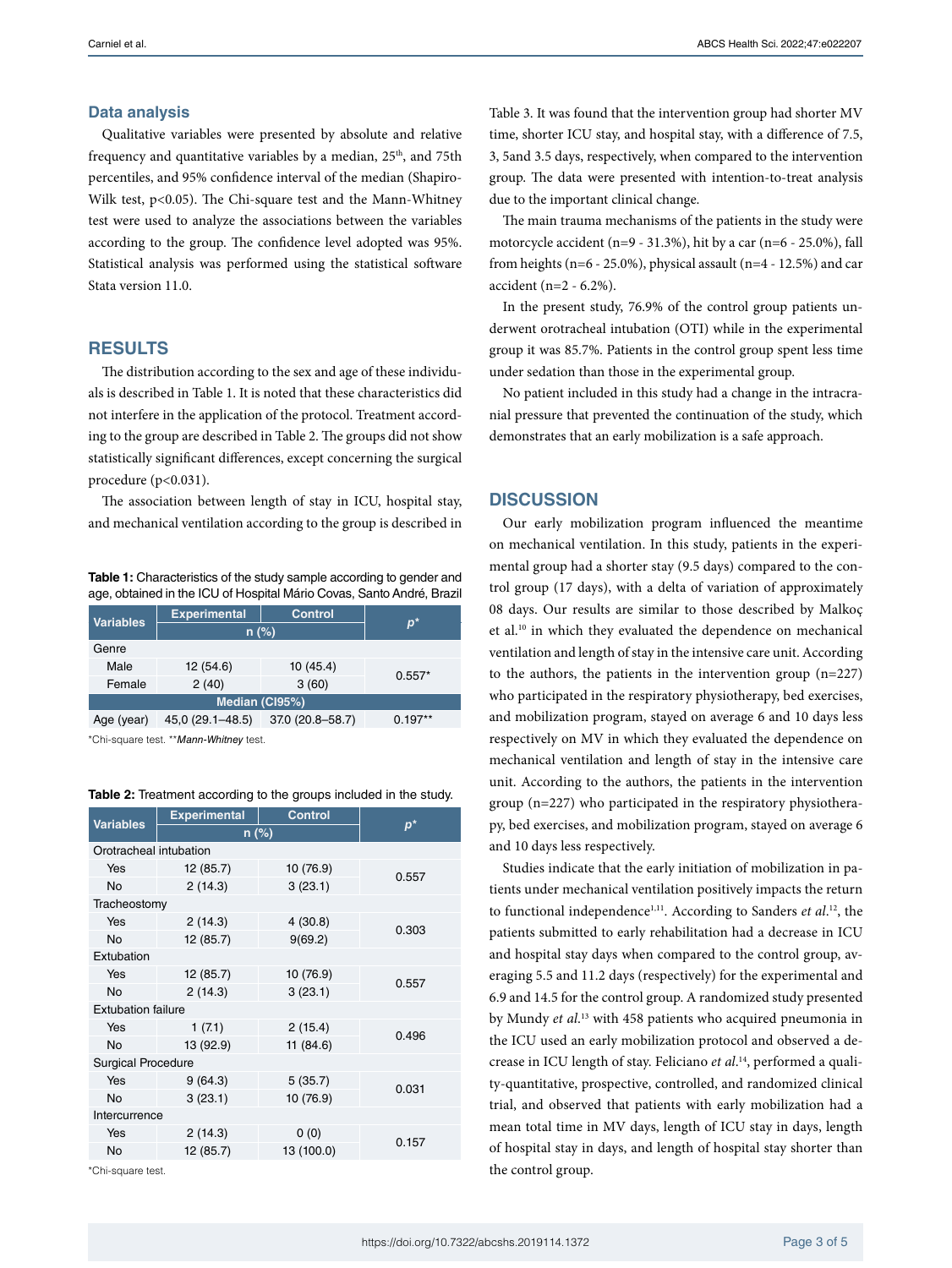## Data analysis

Qualitative variables were presented by absolute and relative frequency and quantitative variables by a median, 25th, and 75th percentiles, and 95% confidence interval of the median (Shapiro-Wilk test, p<0.05). The Chi-square test and the Mann-Whitney test were used to analyze the associations between the variables according to the group. The confidence level adopted was 95%. Statistical analysis was performed using the statistical software Stata version 11.0.

## RESULTS

The distribution according to the sex and age of these individuals is described in Table 1. It is noted that these characteristics did not interfere in the application of the protocol. Treatment according to the group are described in Table 2. The groups did not show statistically significant differences, except concerning the surgical procedure (p<0.031).

The association between length of stay in ICU, hospital stay, and mechanical ventilation according to the group is described in Table 3. It was found that the intervention group had shorter MV time, shorter ICU stay, and hospital stay, with a difference of 7.5, 3, 5and 3.5 days, respectively, when compared to the intervention group. The data were presented with intention-to-treat analysis due to the important clinical change.

The main trauma mechanisms of the patients in the study were motorcycle accident (n=9 - 31.3%), hit by a car (n=6 - 25.0%), fall from heights (n=6 - 25.0%), physical assault (n=4 - 12.5%) and car accident (n=2 - 6.2%).

In the present study, 76.9% of the control group patients underwent orotracheal intubation (OTI) while in the experimental group it was 85.7%. Patients in the control group spent less time under sedation than those in the experimental group.

No patient included in this study had a change in the intracranial pressure that prevented the continuation of the study, which demonstrates that an early mobilization is a safe approach.

**Table 1:** Characteristics of the study sample according to gender and age, obtained in the ICU of Hospital Mário Covas, Santo André, Brazil

| Variables | Experimental | Control | p* |
|---|---|---|---|
| | n (%) | | |
| Genre | | | |
| Male | 12 (54.6) | 10 (45.4) | 0.557* |
| Female | 2 (40) | 3 (60) | |
| | Median (CI95%) | | |
| Age (year) | 45,0 (29.1–48.5) | 37.0 (20.8–58.7) | 0.197** |

*Chi-square test. ***Mann-Whitney* test.

**Table 2:** Treatment according to the groups included in the study.

| Variables | Experimental | Control | p* |
|---|---|---|---|
| | n (%) | | |
| Orotracheal intubation | | | |
| Yes | 12 (85.7) | 10 (76.9) | 0.557 |
| No | 2 (14.3) | 3 (23.1) | |
| Tracheostomy | | | |
| Yes | 2 (14.3) | 4 (30.8) | 0.303 |
| No | 12 (85.7) | 9(69.2) | |
| Extubation | | | |
| Yes | 12 (85.7) | 10 (76.9) | 0.557 |
| No | 2 (14.3) | 3 (23.1) | |
| Extubation failure | | | |
| Yes | 1 (7.1) | 2 (15.4) | 0.496 |
| No | 13 (92.9) | 11 (84.6) | |
| Surgical Procedure | | | |
| Yes | 9 (64.3) | 5 (35.7) | 0.031 |
| No | 3 (23.1) | 10 (76.9) | |
| Intercurrence | | | |
| Yes | 2 (14.3) | 0 (0) | 0.157 |
| No | 12 (85.7) | 13 (100.0) | |

*Chi-square test.

## DISCUSSION

Our early mobilization program influenced the meantime on mechanical ventilation. In this study, patients in the experimental group had a shorter stay (9.5 days) compared to the control group (17 days), with a delta of variation of approximately 08 days. Our results are similar to those described by Malkoç et al.[10] in which they evaluated the dependence on mechanical ventilation and length of stay in the intensive care unit. According to the authors, the patients in the intervention group (n=227) who participated in the respiratory physiotherapy, bed exercises, and mobilization program, stayed on average 6 and 10 days less respectively on MV in which they evaluated the dependence on mechanical ventilation and length of stay in the intensive care unit. According to the authors, the patients in the intervention group (n=227) who participated in the respiratory physiotherapy, bed exercises, and mobilization program, stayed on average 6 and 10 days less respectively.

Studies indicate that the early initiation of mobilization in patients under mechanical ventilation positively impacts the return to functional independence[1,11]. According to Sanders *et al.*[12], the patients submitted to early rehabilitation had a decrease in ICU and hospital stay days when compared to the control group, averaging 5.5 and 11.2 days (respectively) for the experimental and 6.9 and 14.5 for the control group. A randomized study presented by Mundy *et al.*[13] with 458 patients who acquired pneumonia in the ICU used an early mobilization protocol and observed a decrease in ICU length of stay. Feliciano *et al.*[14], performed a quality-quantitative, prospective, controlled, and randomized clinical trial, and observed that patients with early mobilization had a mean total time in MV days, length of ICU stay in days, length of hospital stay in days, and length of hospital stay shorter than the control group.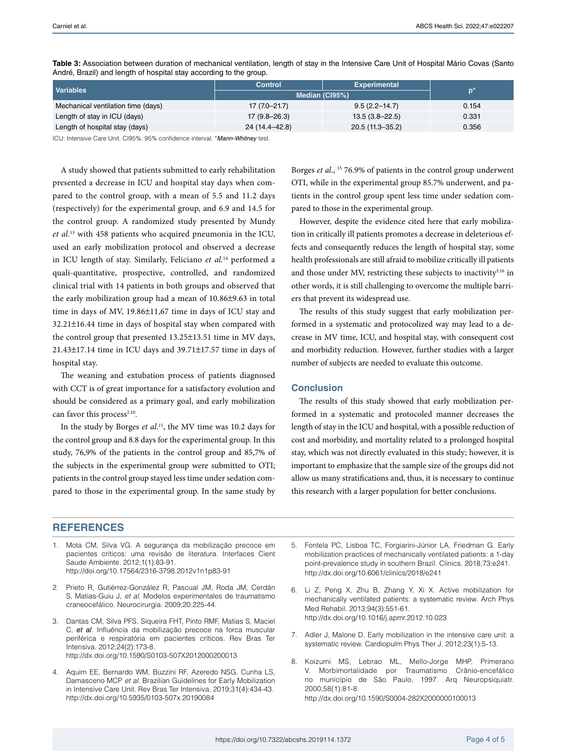**Table 3:** Association between duration of mechanical ventilation, length of stay in the Intensive Care Unit of Hospital Mário Covas (Santo André, Brazil) and length of hospital stay according to the group.

| Variables | Control | Experimental | p* |
|---|---|---|---|
| | Median (CI95%) | | |
| Mechanical ventilation time (days) | 17 (7.0–21.7) | 9.5 (2.2–14.7) | 0.154 |
| Length of stay in ICU (days) | 17 (9.8–26.3) | 13.5 (3.8–22.5) | 0.331 |
| Length of hospital stay (days) | 24 (14.4–42.8) | 20.5 (11.3–35.2) | 0.356 |

ICU: Intensive Care Unit. CI95%: 95% confidence interval. **Mann-Whitney* test.

A study showed that patients submitted to early rehabilitation presented a decrease in ICU and hospital stay days when compared to the control group, with a mean of 5.5 and 11.2 days (respectively) for the experimental group, and 6.9 and 14.5 for the control group. A randomized study presented by Mundy *et al.*[13] with 458 patients who acquired pneumonia in the ICU, used an early mobilization protocol and observed a decrease in ICU length of stay. Similarly, Feliciano *et al.*[14] performed a quali-quantitative, prospective, controlled, and randomized clinical trial with 14 patients in both groups and observed that the early mobilization group had a mean of 10.86±9.63 in total time in days of MV, 19.86±11,67 time in days of ICU stay and 32.21±16.44 time in days of hospital stay when compared with the control group that presented 13.25±13.51 time in MV days, 21.43±17.14 time in ICU days and 39.71±17.57 time in days of hospital stay.

The weaning and extubation process of patients diagnosed with CCT is of great importance for a satisfactory evolution and should be considered as a primary goal, and early mobilization can favor this process[2,10].

In the study by Borges *et al.*[15], the MV time was 10.2 days for the control group and 8.8 days for the experimental group. In this study, 76,9% of the patients in the control group and 85,7% of the subjects in the experimental group were submitted to OTI; patients in the control group stayed less time under sedation compared to those in the experimental group. In the same study by Borges *et al.*, [15] 76.9% of patients in the control group underwent OTI, while in the experimental group 85.7% underwent, and patients in the control group spent less time under sedation compared to those in the experimental group.

However, despite the evidence cited here that early mobilization in critically ill patients promotes a decrease in deleterious effects and consequently reduces the length of hospital stay, some health professionals are still afraid to mobilize critically ill patients and those under MV, restricting these subjects to inactivity[3,16] in other words, it is still challenging to overcome the multiple barriers that prevent its widespread use.

The results of this study suggest that early mobilization performed in a systematic and protocolized way may lead to a decrease in MV time, ICU, and hospital stay, with consequent cost and morbidity reduction. However, further studies with a larger number of subjects are needed to evaluate this outcome.

## Conclusion

The results of this study showed that early mobilization performed in a systematic and protocoled manner decreases the length of stay in the ICU and hospital, with a possible reduction of cost and morbidity, and mortality related to a prolonged hospital stay, which was not directly evaluated in this study; however, it is important to emphasize that the sample size of the groups did not allow us many stratifications and, thus, it is necessary to continue this research with a larger population for better conclusions.

## REFERENCES

1. Mota CM, Silva VG. A segurança da mobilização precoce em pacientes críticos: uma revisão de literatura. Interfaces Cient Saude Ambiente. 2012;1(1):83-91. http://doi.org/10.17564/2316-3798.2012v1n1p83-91
2. Prieto R, Gutiérrez-González R, Pascual JM, Roda JM, Cerdán S, Matias-Guiu J, *et al.* Modelos experimentales de traumatismo craneocefálico. Neurocirurgia. 2009;20:225-44.
3. Dantas CM, Silva PFS, Siqueira FHT, Pinto RMF, Matias S, Maciel C, *et al*. Influência da mobilização precoce na forca muscular periférica e respiratória em pacientes críticos. Rev Bras Ter Intensiva. 2012;24(2):173-8. http://dx.doi.org/10.1590/S0103-507X2012000200013
4. Aquim EE, Bernardo WM, Buzzini RF, Azeredo NSG, Cunha LS, Damasceno MCP *et al*. Brazilian Guidelines for Early Mobilization in Intensive Care Unit. Rev Bras Ter Intensiva. 2019;31(4):434-43. http://dx.doi.org/10.5935/0103-507x.20190084
5. Fontela PC, Lisboa TC, Forgiarini-Júnior LA, Friedman G. Early mobilization practices of mechanically ventilated patients: a 1-day point-prevalence study in southern Brazil. Clinics. 2018;73:e241. http://dx.doi.org/10.6061/clinics/2018/e241
6. Li Z, Peng X, Zhu B, Zhang Y, Xi X. Active mobilization for mechanically ventilated patients: a systematic review. Arch Phys Med Rehabil. 2013;94(3):551-61. http://dx.doi.org/10.1016/j.apmr.2012.10.023
7. Adler J, Malone D. Early mobilization in the intensive care unit: a systematic review. Cardiopulm Phys Ther J. 2012;23(1):5-13.
8. Koizumi MS, Lebrao ML, Mello-Jorge MHP, Primerano V. Morbimortalidade por Traumatismo Crânio-encefálico no município de São Paulo, 1997. Arq Neuropsiquiatr. 2000;58(1):81-8. http://dx.doi.org/10.1590/S0004-282X2000000100013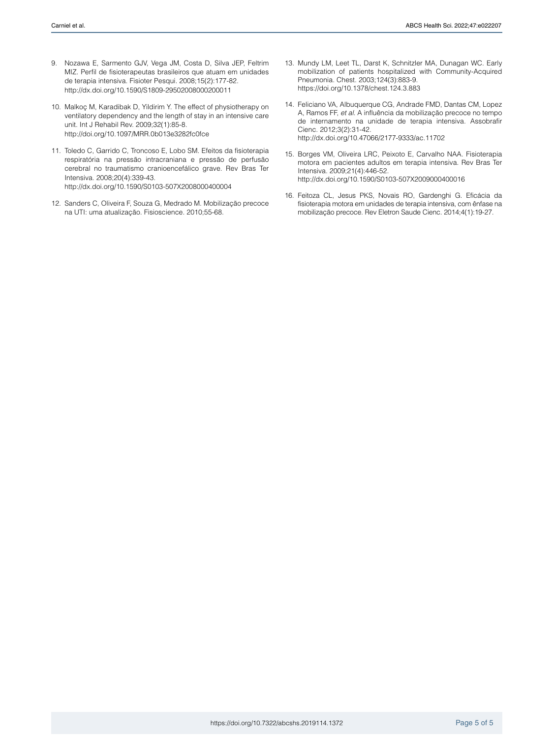9. Nozawa E, Sarmento GJV, Vega JM, Costa D, Silva JEP, Feltrim MIZ. Perfil de fisioterapeutas brasileiros que atuam em unidades de terapia intensiva. Fisioter Pesqui. 2008;15(2):177-82. http://dx.doi.org/10.1590/S1809-29502008000200011

10. Malkoç M, Karadibak D, Yildirim Y. The effect of physiotherapy on ventilatory dependency and the length of stay in an intensive care unit. Int J Rehabil Rev. 2009;32(1):85-8. http://doi.org/10.1097/MRR.0b013e3282fc0fce

11. Toledo C, Garrido C, Troncoso E, Lobo SM. Efeitos da fisioterapia respiratória na pressão intracraniana e pressão de perfusão cerebral no traumatismo cranioencefálico grave. Rev Bras Ter Intensiva. 2008;20(4):339-43. http://dx.doi.org/10.1590/S0103-507X2008000400004

12. Sanders C, Oliveira F, Souza G, Medrado M. Mobilização precoce na UTI: uma atualização. Fisioscience. 2010;55-68.

13. Mundy LM, Leet TL, Darst K, Schnitzler MA, Dunagan WC. Early mobilization of patients hospitalized with Community-Acquired Pneumonia. Chest. 2003;124(3):883-9. https://doi.org/10.1378/chest.124.3.883

14. Feliciano VA, Albuquerque CG, Andrade FMD, Dantas CM, Lopez A, Ramos FF, *et al.* A influência da mobilização precoce no tempo de internamento na unidade de terapia intensiva. Assobrafir Cienc. 2012;3(2):31-42. http://dx.doi.org/10.47066/2177-9333/ac.11702

15. Borges VM, Oliveira LRC, Peixoto E, Carvalho NAA. Fisioterapia motora em pacientes adultos em terapia intensiva. Rev Bras Ter Intensiva. 2009;21(4):446-52. http://dx.doi.org/10.1590/S0103-507X2009000400016

16. Feitoza CL, Jesus PKS, Novais RO, Gardenghi G. Eficácia da fisioterapia motora em unidades de terapia intensiva, com ênfase na mobilização precoce. Rev Eletron Saude Cienc. 2014;4(1):19-27.